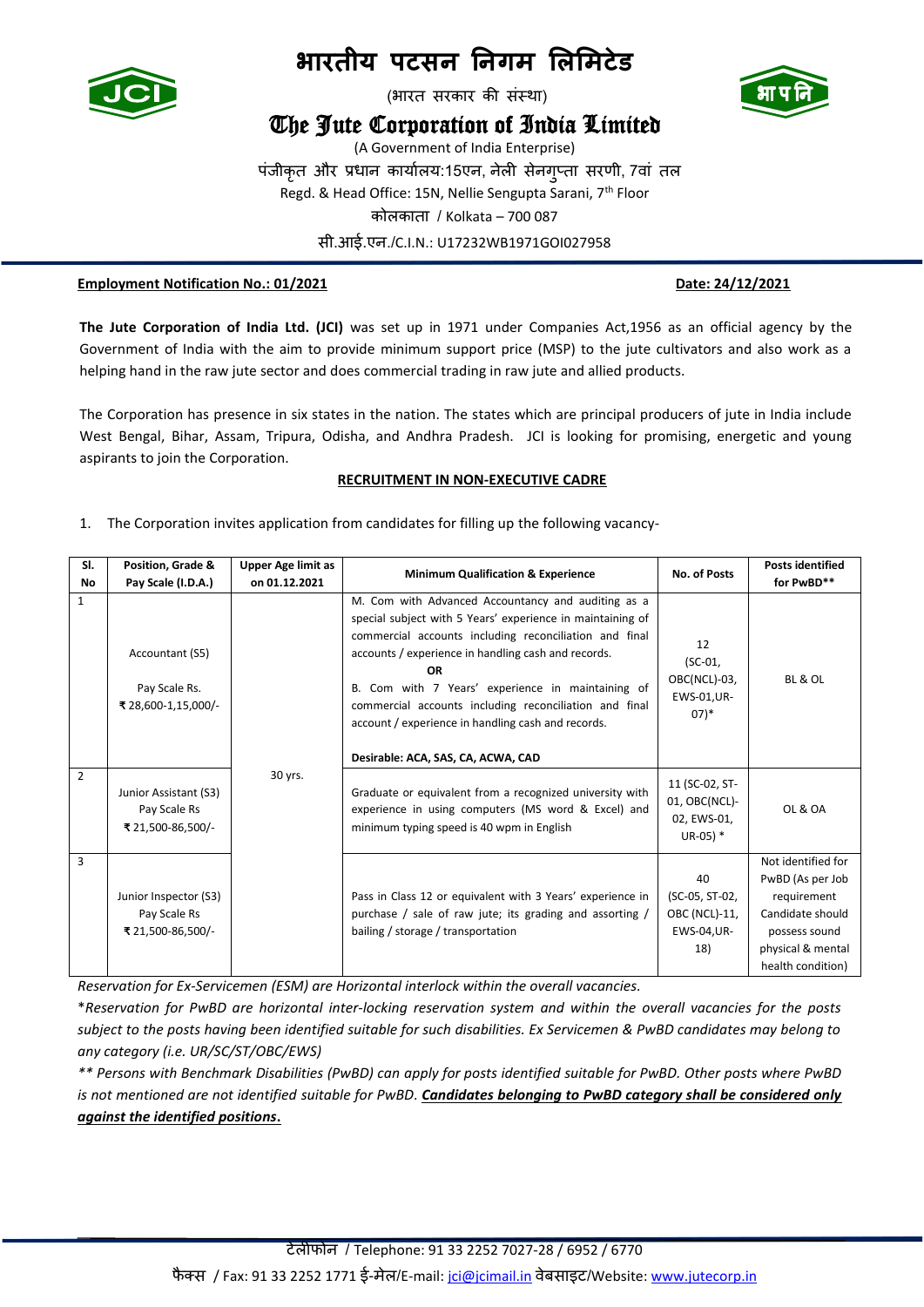# भारतीय पटसन निगम लिमिटेड

(भारत सरकार की संस्था)

# The Jute Corporation of India Limited

(A Government of India Enterprise)

पंजीकृत और प्रधान कार्यालय:15एन, नेली सेनगुप्ता सरणी, 7वां तल

Regd. & Head Office: 15N, Nellie Sengupta Sarani, 7th Floor

कोलकाता / Kolkata – 700 087

सी.आई.एन./C.I.N.: U17232WB1971GOI027958

**Employment Notification No.: 01/2021** **Date: 24/12/2021**

**The Jute Corporation of India Ltd. (JCI)** was set up in 1971 under Companies Act,1956 as an official agency by the Government of India with the aim to provide minimum support price (MSP) to the jute cultivators and also work as a helping hand in the raw jute sector and does commercial trading in raw jute and allied products.

The Corporation has presence in six states in the nation. The states which are principal producers of jute in India include West Bengal, Bihar, Assam, Tripura, Odisha, and Andhra Pradesh. JCI is looking for promising, energetic and young aspirants to join the Corporation.

**RECRUITMENT IN NON-EXECUTIVE CADRE**

1. The Corporation invites application from candidates for filling up the following vacancy-

| Sl. No | Position, Grade & Pay Scale (I.D.A.) | Upper Age limit as on 01.12.2021 | Minimum Qualification & Experience | No. of Posts | Posts identified for PwBD** |
|---|---|---|---|---|---|
| 1 | Accountant (S5)<br><br>Pay Scale Rs. ₹ 28,600-1,15,000/- | 30 yrs. | M. Com with Advanced Accountancy and auditing as a special subject with 5 Years' experience in maintaining of commercial accounts including reconciliation and final accounts / experience in handling cash and records.<br>**OR**<br>B. Com with 7 Years' experience in maintaining of commercial accounts including reconciliation and final account / experience in handling cash and records.<br><br>**Desirable: ACA, SAS, CA, ACWA, CAD** | 12 (SC-01, OBC(NCL)-03, EWS-01,UR-07)* | BL & OL |
| 2 | Junior Assistant (S3) Pay Scale Rs ₹ 21,500-86,500/- | | Graduate or equivalent from a recognized university with experience in using computers (MS word & Excel) and minimum typing speed is 40 wpm in English | 11 (SC-02, ST-01, OBC(NCL)-02, EWS-01, UR-05) * | OL & OA |
| 3 | Junior Inspector (S3) Pay Scale Rs ₹ 21,500-86,500/- | | Pass in Class 12 or equivalent with 3 Years' experience in purchase / sale of raw jute; its grading and assorting / bailing / storage / transportation | 40 (SC-05, ST-02, OBC (NCL)-11, EWS-04,UR-18) | Not identified for PwBD (As per Job requirement Candidate should possess sound physical & mental health condition) |

*Reservation for Ex-Servicemen (ESM) are Horizontal interlock within the overall vacancies.*

**Reservation for PwBD are horizontal inter-locking reservation system and within the overall vacancies for the posts subject to the posts having been identified suitable for such disabilities. Ex Servicemen & PwBD candidates may belong to any category (i.e. UR/SC/ST/OBC/EWS)*

*** Persons with Benchmark Disabilities (PwBD) can apply for posts identified suitable for PwBD. Other posts where PwBD is not mentioned are not identified suitable for PwBD.* ***Candidates belonging to PwBD category shall be considered only against the identified positions.***

टेलीफोन / Telephone: 91 33 2252 7027-28 / 6952 / 6770

फैक्स / Fax: 91 33 2252 1771 ई-मेल/E-mail: jci@jcimail.in वेबसाइट/Website: www.jutecorp.in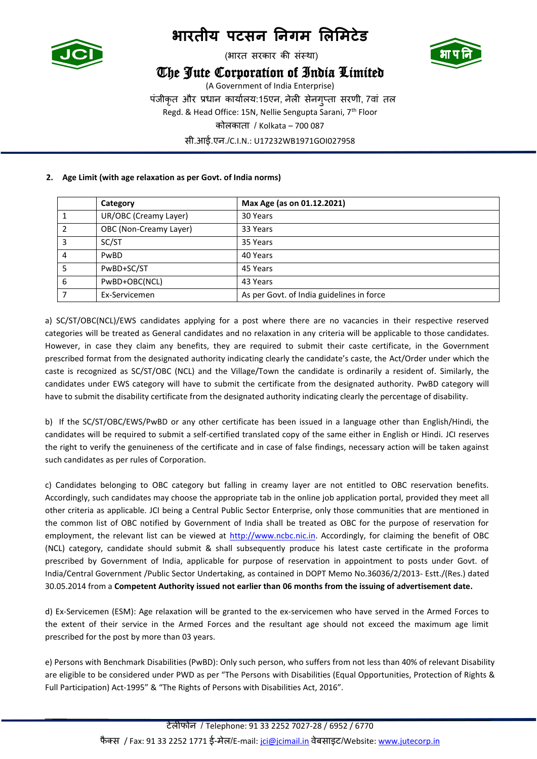**2. Age Limit (with age relaxation as per Govt. of India norms)**

| | Category | Max Age (as on 01.12.2021) |
|---|---|---|
| 1 | UR/OBC (Creamy Layer) | 30 Years |
| 2 | OBC (Non-Creamy Layer) | 33 Years |
| 3 | SC/ST | 35 Years |
| 4 | PwBD | 40 Years |
| 5 | PwBD+SC/ST | 45 Years |
| 6 | PwBD+OBC(NCL) | 43 Years |
| 7 | Ex-Servicemen | As per Govt. of India guidelines in force |

a) SC/ST/OBC(NCL)/EWS candidates applying for a post where there are no vacancies in their respective reserved categories will be treated as General candidates and no relaxation in any criteria will be applicable to those candidates. However, in case they claim any benefits, they are required to submit their caste certificate, in the Government prescribed format from the designated authority indicating clearly the candidate's caste, the Act/Order under which the caste is recognized as SC/ST/OBC (NCL) and the Village/Town the candidate is ordinarily a resident of. Similarly, the candidates under EWS category will have to submit the certificate from the designated authority. PwBD category will have to submit the disability certificate from the designated authority indicating clearly the percentage of disability.

b) If the SC/ST/OBC/EWS/PwBD or any other certificate has been issued in a language other than English/Hindi, the candidates will be required to submit a self-certified translated copy of the same either in English or Hindi. JCI reserves the right to verify the genuineness of the certificate and in case of false findings, necessary action will be taken against such candidates as per rules of Corporation.

c) Candidates belonging to OBC category but falling in creamy layer are not entitled to OBC reservation benefits. Accordingly, such candidates may choose the appropriate tab in the online job application portal, provided they meet all other criteria as applicable. JCI being a Central Public Sector Enterprise, only those communities that are mentioned in the common list of OBC notified by Government of India shall be treated as OBC for the purpose of reservation for employment, the relevant list can be viewed at http://www.ncbc.nic.in. Accordingly, for claiming the benefit of OBC (NCL) category, candidate should submit & shall subsequently produce his latest caste certificate in the proforma prescribed by Government of India, applicable for purpose of reservation in appointment to posts under Govt. of India/Central Government /Public Sector Undertaking, as contained in DOPT Memo No.36036/2/2013- Estt./(Res.) dated 30.05.2014 from a **Competent Authority issued not earlier than 06 months from the issuing of advertisement date.**

d) Ex-Servicemen (ESM): Age relaxation will be granted to the ex-servicemen who have served in the Armed Forces to the extent of their service in the Armed Forces and the resultant age should not exceed the maximum age limit prescribed for the post by more than 03 years.

e) Persons with Benchmark Disabilities (PwBD): Only such person, who suffers from not less than 40% of relevant Disability are eligible to be considered under PWD as per "The Persons with Disabilities (Equal Opportunities, Protection of Rights & Full Participation) Act-1995" & "The Rights of Persons with Disabilities Act, 2016".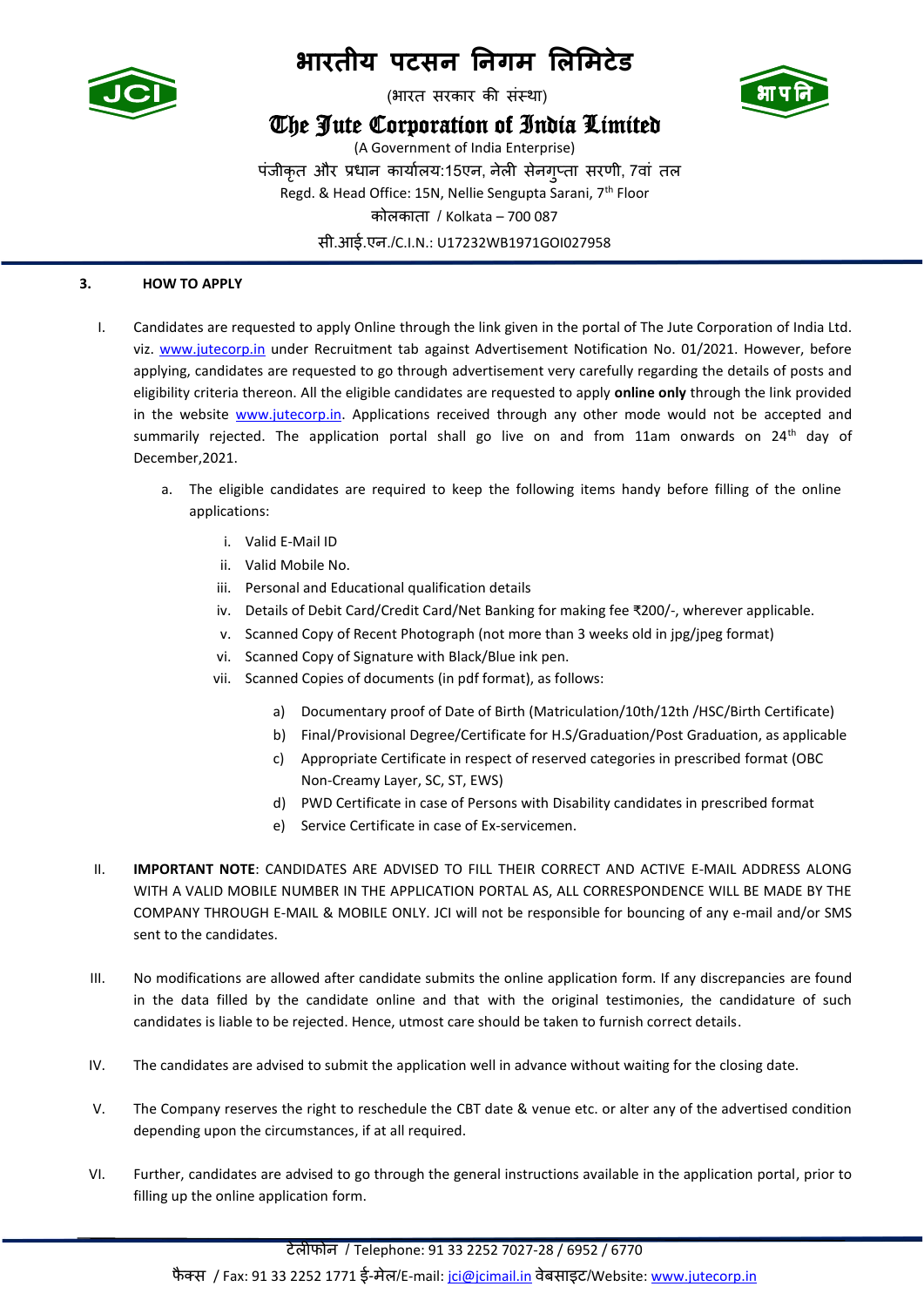### 3. HOW TO APPLY

I. Candidates are requested to apply Online through the link given in the portal of The Jute Corporation of India Ltd. viz. www.jutecorp.in under Recruitment tab against Advertisement Notification No. 01/2021. However, before applying, candidates are requested to go through advertisement very carefully regarding the details of posts and eligibility criteria thereon. All the eligible candidates are requested to apply **online only** through the link provided in the website www.jutecorp.in. Applications received through any other mode would not be accepted and summarily rejected. The application portal shall go live on and from 11am onwards on 24th day of December,2021.

a. The eligible candidates are required to keep the following items handy before filling of the online applications:

i. Valid E-Mail ID
ii. Valid Mobile No.
iii. Personal and Educational qualification details
iv. Details of Debit Card/Credit Card/Net Banking for making fee ₹200/-, wherever applicable.
v. Scanned Copy of Recent Photograph (not more than 3 weeks old in jpg/jpeg format)
vi. Scanned Copy of Signature with Black/Blue ink pen.
vii. Scanned Copies of documents (in pdf format), as follows:

a) Documentary proof of Date of Birth (Matriculation/10th/12th /HSC/Birth Certificate)
b) Final/Provisional Degree/Certificate for H.S/Graduation/Post Graduation, as applicable
c) Appropriate Certificate in respect of reserved categories in prescribed format (OBC Non-Creamy Layer, SC, ST, EWS)
d) PWD Certificate in case of Persons with Disability candidates in prescribed format
e) Service Certificate in case of Ex-servicemen.

II. **IMPORTANT NOTE**: CANDIDATES ARE ADVISED TO FILL THEIR CORRECT AND ACTIVE E-MAIL ADDRESS ALONG WITH A VALID MOBILE NUMBER IN THE APPLICATION PORTAL AS, ALL CORRESPONDENCE WILL BE MADE BY THE COMPANY THROUGH E-MAIL & MOBILE ONLY. JCI will not be responsible for bouncing of any e-mail and/or SMS sent to the candidates.

III. No modifications are allowed after candidate submits the online application form. If any discrepancies are found in the data filled by the candidate online and that with the original testimonies, the candidature of such candidates is liable to be rejected. Hence, utmost care should be taken to furnish correct details.

IV. The candidates are advised to submit the application well in advance without waiting for the closing date.

V. The Company reserves the right to reschedule the CBT date & venue etc. or alter any of the advertised condition depending upon the circumstances, if at all required.

VI. Further, candidates are advised to go through the general instructions available in the application portal, prior to filling up the online application form.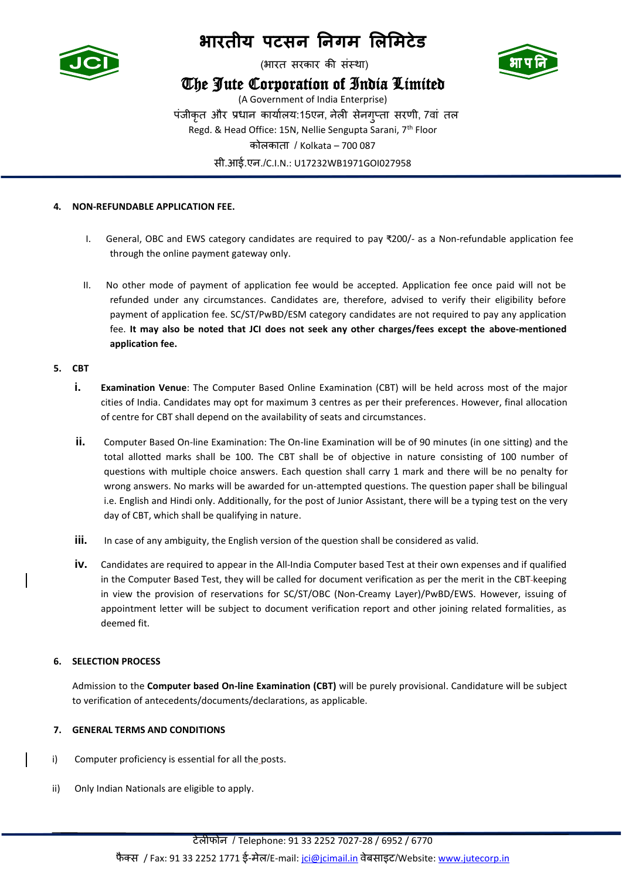**4. NON-REFUNDABLE APPLICATION FEE.**

I. General, OBC and EWS category candidates are required to pay ₹200/- as a Non-refundable application fee through the online payment gateway only.

II. No other mode of payment of application fee would be accepted. Application fee once paid will not be refunded under any circumstances. Candidates are, therefore, advised to verify their eligibility before payment of application fee. SC/ST/PwBD/ESM category candidates are not required to pay any application fee. **It may also be noted that JCI does not seek any other charges/fees except the above-mentioned application fee.**

**5. CBT**

i. **Examination Venue**: The Computer Based Online Examination (CBT) will be held across most of the major cities of India. Candidates may opt for maximum 3 centres as per their preferences. However, final allocation of centre for CBT shall depend on the availability of seats and circumstances.

ii. Computer Based On-line Examination: The On-line Examination will be of 90 minutes (in one sitting) and the total allotted marks shall be 100. The CBT shall be of objective in nature consisting of 100 number of questions with multiple choice answers. Each question shall carry 1 mark and there will be no penalty for wrong answers. No marks will be awarded for un-attempted questions. The question paper shall be bilingual i.e. English and Hindi only. Additionally, for the post of Junior Assistant, there will be a typing test on the very day of CBT, which shall be qualifying in nature.

iii. In case of any ambiguity, the English version of the question shall be considered as valid.

iv. Candidates are required to appear in the All-India Computer based Test at their own expenses and if qualified in the Computer Based Test, they will be called for document verification as per the merit in the CBT-keeping in view the provision of reservations for SC/ST/OBC (Non-Creamy Layer)/PwBD/EWS. However, issuing of appointment letter will be subject to document verification report and other joining related formalities, as deemed fit.

**6. SELECTION PROCESS**

Admission to the **Computer based On-line Examination (CBT)** will be purely provisional. Candidature will be subject to verification of antecedents/documents/declarations, as applicable.

**7. GENERAL TERMS AND CONDITIONS**

i) Computer proficiency is essential for all the posts.

ii) Only Indian Nationals are eligible to apply.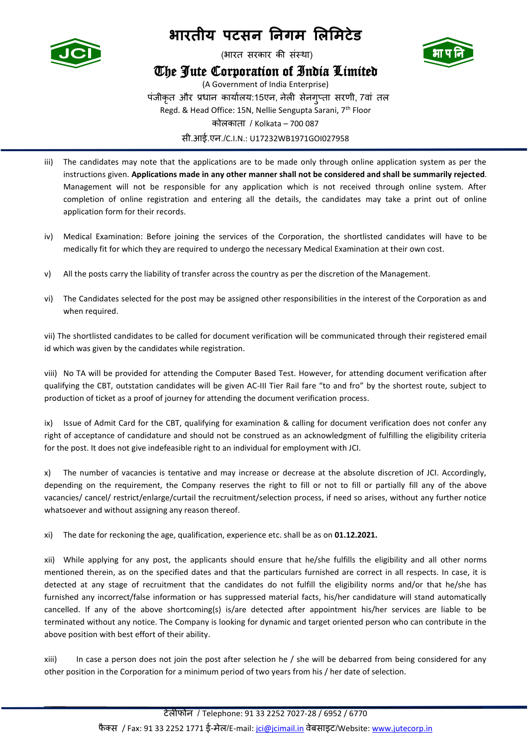iii) The candidates may note that the applications are to be made only through online application system as per the instructions given. **Applications made in any other manner shall not be considered and shall be summarily rejected**. Management will not be responsible for any application which is not received through online system. After completion of online registration and entering all the details, the candidates may take a print out of online application form for their records.

iv) Medical Examination: Before joining the services of the Corporation, the shortlisted candidates will have to be medically fit for which they are required to undergo the necessary Medical Examination at their own cost.

v) All the posts carry the liability of transfer across the country as per the discretion of the Management.

vi) The Candidates selected for the post may be assigned other responsibilities in the interest of the Corporation as and when required.

vii) The shortlisted candidates to be called for document verification will be communicated through their registered email id which was given by the candidates while registration.

viii) No TA will be provided for attending the Computer Based Test. However, for attending document verification after qualifying the CBT, outstation candidates will be given AC-III Tier Rail fare "to and fro" by the shortest route, subject to production of ticket as a proof of journey for attending the document verification process.

ix) Issue of Admit Card for the CBT, qualifying for examination & calling for document verification does not confer any right of acceptance of candidature and should not be construed as an acknowledgment of fulfilling the eligibility criteria for the post. It does not give indefeasible right to an individual for employment with JCI.

x) The number of vacancies is tentative and may increase or decrease at the absolute discretion of JCI. Accordingly, depending on the requirement, the Company reserves the right to fill or not to fill or partially fill any of the above vacancies/ cancel/ restrict/enlarge/curtail the recruitment/selection process, if need so arises, without any further notice whatsoever and without assigning any reason thereof.

xi) The date for reckoning the age, qualification, experience etc. shall be as on **01.12.2021.**

xii) While applying for any post, the applicants should ensure that he/she fulfills the eligibility and all other norms mentioned therein, as on the specified dates and that the particulars furnished are correct in all respects. In case, it is detected at any stage of recruitment that the candidates do not fulfill the eligibility norms and/or that he/she has furnished any incorrect/false information or has suppressed material facts, his/her candidature will stand automatically cancelled. If any of the above shortcoming(s) is/are detected after appointment his/her services are liable to be terminated without any notice. The Company is looking for dynamic and target oriented person who can contribute in the above position with best effort of their ability.

xiii) In case a person does not join the post after selection he / she will be debarred from being considered for any other position in the Corporation for a minimum period of two years from his / her date of selection.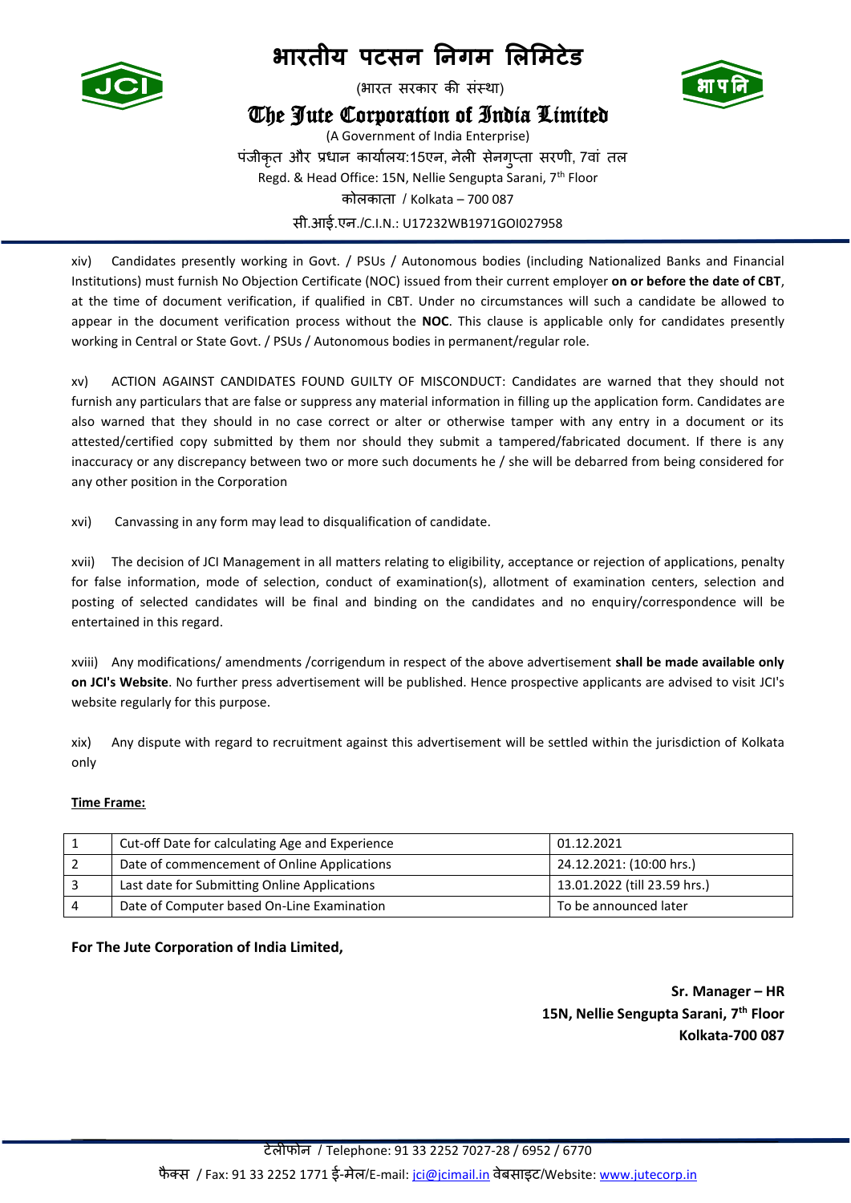xiv) Candidates presently working in Govt. / PSUs / Autonomous bodies (including Nationalized Banks and Financial Institutions) must furnish No Objection Certificate (NOC) issued from their current employer **on or before the date of CBT**, at the time of document verification, if qualified in CBT. Under no circumstances will such a candidate be allowed to appear in the document verification process without the **NOC**. This clause is applicable only for candidates presently working in Central or State Govt. / PSUs / Autonomous bodies in permanent/regular role.

xv) ACTION AGAINST CANDIDATES FOUND GUILTY OF MISCONDUCT: Candidates are warned that they should not furnish any particulars that are false or suppress any material information in filling up the application form. Candidates are also warned that they should in no case correct or alter or otherwise tamper with any entry in a document or its attested/certified copy submitted by them nor should they submit a tampered/fabricated document. If there is any inaccuracy or any discrepancy between two or more such documents he / she will be debarred from being considered for any other position in the Corporation

xvi) Canvassing in any form may lead to disqualification of candidate.

xvii) The decision of JCI Management in all matters relating to eligibility, acceptance or rejection of applications, penalty for false information, mode of selection, conduct of examination(s), allotment of examination centers, selection and posting of selected candidates will be final and binding on the candidates and no enquiry/correspondence will be entertained in this regard.

xviii) Any modifications/ amendments /corrigendum in respect of the above advertisement **shall be made available only on JCI's Website**. No further press advertisement will be published. Hence prospective applicants are advised to visit JCI's website regularly for this purpose.

xix) Any dispute with regard to recruitment against this advertisement will be settled within the jurisdiction of Kolkata only

**Time Frame:**

| | | |
|---|---|---|
| 1 | Cut-off Date for calculating Age and Experience | 01.12.2021 |
| 2 | Date of commencement of Online Applications | 24.12.2021: (10:00 hrs.) |
| 3 | Last date for Submitting Online Applications | 13.01.2022 (till 23.59 hrs.) |
| 4 | Date of Computer based On-Line Examination | To be announced later |

**For The Jute Corporation of India Limited,**

**Sr. Manager – HR**
**15N, Nellie Sengupta Sarani, 7th Floor**
**Kolkata-700 087**